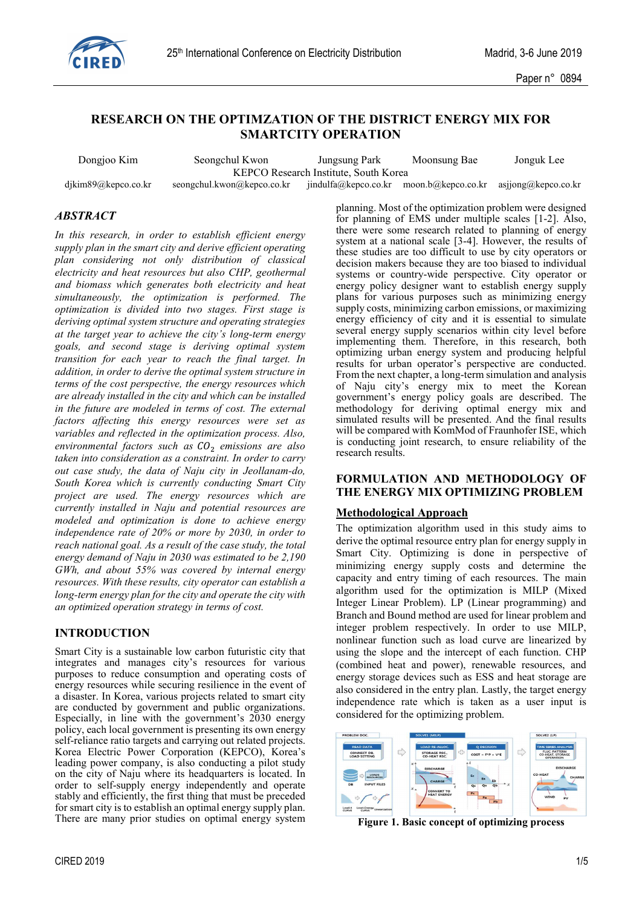# RESEARCH ON THE OPTIMZATION OF THE DISTRICT ENERGY MIX FOR SMARTCITY OPERATION

Dongjoo Kim, Seongchul Kwon, Jungsung Park, Moonsung Bae, Jonguk Lee

KEPCO Research Institute, South Korea

djkim89@kepco.co.kr, seongchul.kwon@kepco.co.kr, jindulfa@kepco.co.kr, moon.b@kepco.co.kr, asjjong@kepco.co.kr

## ABSTRACT

*In this research, in order to establish efficient energy supply plan in the smart city and derive efficient operating plan considering not only distribution of classical electricity and heat resources but also CHP, geothermal and biomass which generates both electricity and heat simultaneously, the optimization is performed. The optimization is divided into two stages. First stage is deriving optimal system structure and operating strategies at the target year to achieve the city's long-term energy goals, and second stage is deriving optimal system transition for each year to reach the final target. In addition, in order to derive the optimal system structure in terms of the cost perspective, the energy resources which are already installed in the city and which can be installed in the future are modeled in terms of cost. The external factors affecting this energy resources were set as variables and reflected in the optimization process. Also, environmental factors such as $CO_2$ emissions are also taken into consideration as a constraint. In order to carry out case study, the data of Naju city in Jeollanam-do, South Korea which is currently conducting Smart City project are used. The energy resources which are currently installed in Naju and potential resources are modeled and optimization is done to achieve energy independence rate of 20% or more by 2030, in order to reach national goal. As a result of the case study, the total energy demand of Naju in 2030 was estimated to be 2,190 GWh, and about 55% was covered by internal energy resources. With these results, city operator can establish a long-term energy plan for the city and operate the city with an optimized operation strategy in terms of cost.*

## INTRODUCTION

Smart City is a sustainable low carbon futuristic city that integrates and manages city's resources for various purposes to reduce consumption and operating costs of energy resources while securing resilience in the event of a disaster. In Korea, various projects related to smart city are conducted by government and public organizations. Especially, in line with the government's 2030 energy policy, each local government is presenting its own energy self-reliance ratio targets and carrying out related projects. Korea Electric Power Corporation (KEPCO), Korea's leading power company, is also conducting a pilot study on the city of Naju where its headquarters is located. In order to self-supply energy independently and operate stably and efficiently, the first thing that must be preceded for smart city is to establish an optimal energy supply plan. There are many prior studies on optimal energy system planning. Most of the optimization problem were designed for planning of EMS under multiple scales [1-2]. Also, there were some research related to planning of energy system at a national scale [3-4]. However, the results of these studies are too difficult to use by city operators or decision makers because they are too biased to individual systems or country-wide perspective. City operator or energy policy designer want to establish energy supply plans for various purposes such as minimizing energy supply costs, minimizing carbon emissions, or maximizing energy efficiency of city and it is essential to simulate several energy supply scenarios within city level before implementing them. Therefore, in this research, both optimizing urban energy system and producing helpful results for urban operator's perspective are conducted. From the next chapter, a long-term simulation and analysis of Naju city's energy mix to meet the Korean government's energy policy goals are described. The methodology for deriving optimal energy mix and simulated results will be presented. And the final results will be compared with KomMod of Fraunhofer ISE, which is conducting joint research, to ensure reliability of the research results.

## FORMULATION AND METHODOLOGY OF THE ENERGY MIX OPTIMIZING PROBLEM

### Methodological Approach

The optimization algorithm used in this study aims to derive the optimal resource entry plan for energy supply in Smart City. Optimizing is done in perspective of minimizing energy supply costs and determine the capacity and entry timing of each resources. The main algorithm used for the optimization is MILP (Mixed Integer Linear Problem). LP (Linear programming) and Branch and Bound method are used for linear problem and integer problem respectively. In order to use MILP, nonlinear function such as load curve are linearized by using the slope and the intercept of each function. CHP (combined heat and power), renewable energy resources, and energy storage devices such as ESS and heat storage are also considered in the entry plan. Lastly, the target energy independence rate which is taken as a user input is considered for the optimizing problem.

**Figure 1. Basic concept of optimizing process**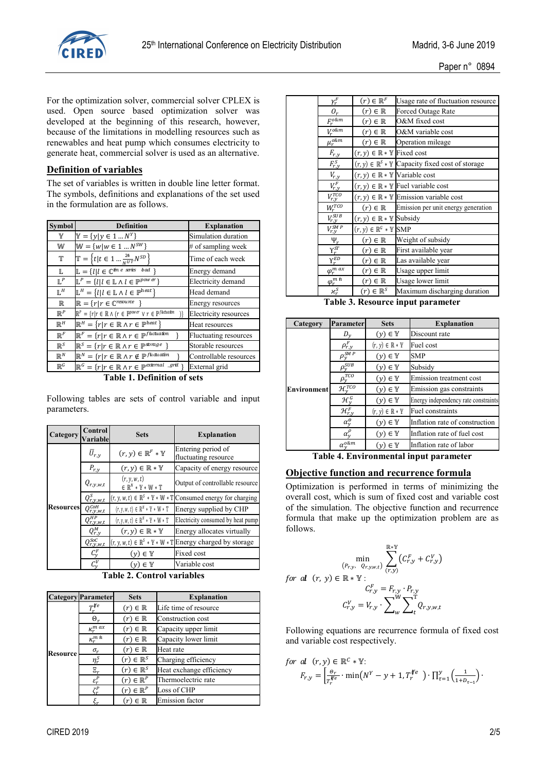For the optimization solver, commercial solver CPLEX is used. Open source based optimization solver was developed at the beginning of this research, however, because of the limitations in modelling resources such as renewables and heat pump which consumes electricity to generate heat, commercial solver is used as an alternative.

## Definition of variables

The set of variables is written in double line letter format. The symbols, definitions and explanations of the set used in the formulation are as follows.

| Symbol | Definition | Explanation |
|---|---|---|
| $\mathbb{Y}$ | $\mathbb{Y} = \{y \mid y \in 1 \dots N^Y\}$ | Simulation duration |
| $\mathbb{W}$ | $\mathbb{W} = \{w \mid w \in 1 \dots N^{SW}\}$ | # of sampling week |
| $\mathbb{T}$ | $\mathbb{T} = \left\{t \mid t \in 1 \dots \frac{24}{N^{UT}} N^{SD}\right\}$ | Time of each week |
| $\mathbb{L}$ | $\mathbb{L} = \{l \mid l \in \mathbb{C}^{time\ series\quad load}\}$ | Energy demand |
| $\mathbb{L}^P$ | $\mathbb{L}^P = \{l \mid l \in \mathbb{L} \wedge l \in \mathbb{P}^{power}\}$ | Electricity demand |
| $\mathbb{L}^H$ | $\mathbb{L}^H = \{l \mid l \in \mathbb{L} \wedge l \in \mathbb{P}^{heat}\}$ | Head demand |
| $\mathbb{R}$ | $\mathbb{R} = \{r \mid r \in \mathbb{C}^{resource}\}$ | Energy resources |
| $\mathbb{R}^P$ | $\mathbb{R}^P = \{r \mid r \in \mathbb{R} \wedge (r \in \mathbb{P}^{power} \vee r \in \mathbb{P}^{fluctuation})\}$ | Electricity resources |
| $\mathbb{R}^H$ | $\mathbb{R}^H = \{r \mid r \in \mathbb{R} \wedge r \in \mathbb{P}^{heat}\}$ | Heat resources |
| $\mathbb{R}^F$ | $\mathbb{R}^F = \{r \mid r \in \mathbb{R} \wedge r \in \mathbb{P}^{fluctuation}\}$ | Fluctuating resources |
| $\mathbb{R}^S$ | $\mathbb{R}^S = \{r \mid r \in \mathbb{R} \wedge r \in \mathbb{P}^{storage}\}$ | Storable resources |
| $\mathbb{R}^N$ | $\mathbb{R}^N = \{r \mid r \in \mathbb{R} \wedge r \notin \mathbb{P}^{fluctuation}\}$ | Controllable resources |
| $\mathbb{R}^G$ | $\mathbb{R}^G = \{r \mid r \in \mathbb{R} \wedge r \in \mathbb{P}^{external\ \_grid}\}$ | External grid |

**Table 1. Definition of sets**

Following tables are sets of control variable and input parameters.

| Category | Control Variable | Sets | Explanation |
|---|---|---|---|
| Resources | $\overline{U}_{r,y}$ | $(r, y) \in \mathbb{R}^F * \mathbb{Y}$ | Entering period of fluctuating resource |
| | $P_{r,y}$ | $(r, y) \in \mathbb{R} * \mathbb{Y}$ | Capacity of energy resource |
| | $Q_{r,y,w,t}$ | $(r, y, w, t) \in \mathbb{R}^N * \mathbb{Y} * \mathbb{W} * \mathbb{T}$ | Output of controllable resource |
| | $Q^S_{r,y,w,t}$ | $(r, y, w, t) \in \mathbb{R}^S * \mathbb{Y} * \mathbb{W} * \mathbb{T}$ | Consumed energy for charging |
| | $Q^{CoH}_{r,y,w,t}$ | $(r, y, w, t) \in \mathbb{R}^N * \mathbb{Y} * \mathbb{W} * \mathbb{T}$ | Energy supplied by CHP |
| | $Q^{HP}_{r,y,w,t}$ | $(r, y, w, t) \in \mathbb{R}^N * \mathbb{Y} * \mathbb{W} * \mathbb{T}$ | Electricity consumed by heat pump |
| | $Q^M_{r,y}$ | $(r, y) \in \mathbb{R} * \mathbb{Y}$ | Energy allocates virtually |
| | $Q^{SoC}_{r,y,w,t}$ | $(r, y, w, t) \in \mathbb{R}^S * \mathbb{Y} * \mathbb{W} * \mathbb{T}$ | Energy charged by storage |
| | $C^F_y$ | $(y) \in \mathbb{Y}$ | Fixed cost |
| | $C^V_y$ | $(y) \in \mathbb{Y}$ | Variable cost |

**Table 2. Control variables**

| Category | Parameter | Sets | Explanation |
|---|---|---|---|
| Resource | $T^{life}_r$ | $(r) \in \mathbb{R}$ | Life time of resource |
| | $\Theta_r$ | $(r) \in \mathbb{R}$ | Construction cost |
| | $\kappa^{max}_r$ | $(r) \in \mathbb{R}$ | Capacity upper limit |
| | $\kappa^{min}_r$ | $(r) \in \mathbb{R}$ | Capacity lower limit |
| | $\sigma_r$ | $(r) \in \mathbb{R}$ | Heat rate |
| | $\eta^S_r$ | $(r) \in \mathbb{R}^S$ | Charging efficiency |
| | $\Xi_r$ | $(r) \in \mathbb{R}^S$ | Heat exchange efficiency |
| | $\varepsilon^P_r$ | $(r) \in \mathbb{R}^P$ | Thermoelectric rate |
| | $\zeta^P_r$ | $(r) \in \mathbb{R}^P$ | Loss of CHP |
| | $\xi_r$ | $(r) \in \mathbb{R}$ | Emission factor |
| | $\gamma^F_r$ | $(r) \in \mathbb{R}^F$ | Usage rate of fluctuation resource |
| | $O_r$ | $(r) \in \mathbb{R}$ | Forced Outage Rate |
| | $F^{o\&m}_r$ | $(r) \in \mathbb{R}$ | O&M fixed cost |
| | $V^{o\&m}_r$ | $(r) \in \mathbb{R}$ | O&M variable cost |
| | $\mu^{o\&m}_r$ | $(r) \in \mathbb{R}$ | Operation mileage |
| | $F_{r,y}$ | $(r, y) \in \mathbb{R} * \mathbb{Y}$ | Fixed cost |
| | $F^S_{r,y}$ | $(r, y) \in \mathbb{R}^S * \mathbb{Y}$ | Capacity fixed cost of storage |
| | $V_{r,y}$ | $(r, y) \in \mathbb{R} * \mathbb{Y}$ | Variable cost |
| | $V^F_{r,y}$ | $(r, y) \in \mathbb{R} * \mathbb{Y}$ | Fuel variable cost |
| | $V^{TCO}_{r,y}$ | $(r, y) \in \mathbb{R} * \mathbb{Y}$ | Emission variable cost |
| | $W^{TCO}_r$ | $(r) \in \mathbb{R}$ | Emission per unit energy generation |
| | $V^{SUB}_{r,y}$ | $(r, y) \in \mathbb{R} * \mathbb{Y}$ | Subsidy |
| | $V^{SMP}_{r,y}$ | $(r, y) \in \mathbb{R}^G * \mathbb{Y}$ | SMP |
| | $\Psi_r$ | $(r) \in \mathbb{R}$ | Weight of subsidy |
| | $\Upsilon^{ST}_r$ | $(r) \in \mathbb{R}$ | First available year |
| | $\Upsilon^{ED}_r$ | $(r) \in \mathbb{R}$ | Las available year |
| | $\varphi^{max}_r$ | $(r) \in \mathbb{R}$ | Usage upper limit |
| | $\varphi^{min}_r$ | $(r) \in \mathbb{R}$ | Usage lower limit |
| | $\varkappa^S_r$ | $(r) \in \mathbb{R}^S$ | Maximum discharging duration |

**Table 3. Resource input parameter**

| Category | Parameter | Sets | Explanation |
|---|---|---|---|
| Environment | $D_y$ | $(y) \in \mathbb{Y}$ | Discount rate |
| | $\rho^F_{r,y}$ | $(r, y) \in \mathbb{R} * \mathbb{Y}$ | Fuel cost |
| | $\rho^{SMP}_y$ | $(y) \in \mathbb{Y}$ | SMP |
| | $\rho^{SUB}_y$ | $(y) \in \mathbb{Y}$ | Subsidy |
| | $\rho^{TCO}_y$ | $(y) \in \mathbb{Y}$ | Emission treatment cost |
| | $\mathcal{H}^{TCO}_y$ | $(y) \in \mathbb{Y}$ | Emission gas constraints |
| | $\mathcal{H}^G_y$ | $(y) \in \mathbb{Y}$ | Energy independency rate constraints |
| | $\mathcal{H}^F_{r,y}$ | $(r, y) \in \mathbb{R} * \mathbb{Y}$ | Fuel constraints |
| | $\alpha^\theta_y$ | $(y) \in \mathbb{Y}$ | Inflation rate of construction |
| | $\alpha^\rho_y$ | $(y) \in \mathbb{Y}$ | Inflation rate of fuel cost |
| | $\alpha^{o\&m}_y$ | $(y) \in \mathbb{Y}$ | Inflation rate of labor |

**Table 4. Environmental input parameter**

## Objective function and recurrence formula

Optimization is performed in terms of minimizing the overall cost, which is sum of fixed cost and variable cost of the simulation. The objective function and recurrence formula that make up the optimization problem are as follows.

$$\min_{(P_{r,y},\ Q_{r,y,w,t})} \sum_{(r,y)}^{\mathbb{R}*\mathbb{Y}} \left(C^F_{r,y} + C^V_{r,y}\right)$$

*for all* $(r, y) \in \mathbb{R} * \mathbb{Y}$ :

$$C^F_{r,y} = F_{r,y} \cdot P_{r,y}$$

$$C^V_{r,y} = V_{r,y} \cdot \sum_{w}^{\mathbb{W}} \sum_{t}^{\mathbb{T}} Q_{r,y,w,t}$$

Following equations are recurrence formula of fixed cost and variable cost respectively.

*for all* $(r, y) \in \mathbb{R}^C * \mathbb{Y}$:

$$F_{r,y} = \left[\frac{\Theta_r}{T^{life}_r} \cdot \min\left(N^Y - y + 1, T^{life}_r\right) \cdot \prod_{\tau=1}^{y} \left(\frac{1}{1+D_{\tau-1}}\right) \cdot\right.$$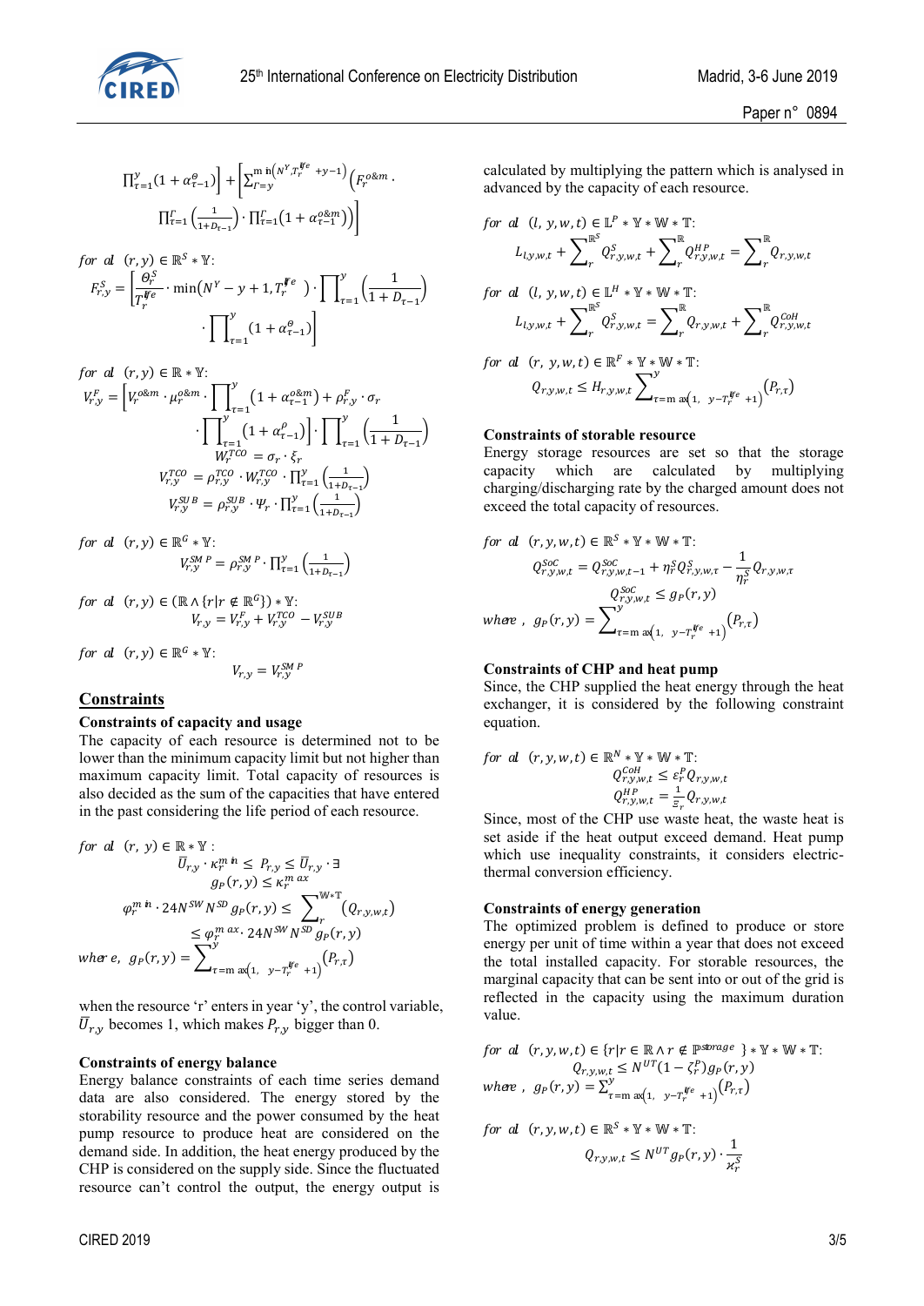$$\prod_{\tau=1}^{y}(1+\alpha_{\tau-1}^{\theta})\Big] + \Big[\sum_{\Gamma=y}^{\min(N^{Y},T_r^{life}+y-1)}\Big(F_r^{o\&m}\cdot \prod_{\tau=1}^{\Gamma}\Big(\frac{1}{1+D_{\tau-1}}\Big)\cdot\prod_{\tau=1}^{\Gamma}\big(1+\alpha_{\tau-1}^{o\&m}\big)\Big)\Big]$$

for all $(r,y) \in \mathbb{R}^S * \mathbb{Y}$:

$$F_{r,y}^{S} = \Big[\frac{\Theta_r^S}{T_r^{life}}\cdot \min\big(N^Y - y + 1, T_r^{life}\big)\cdot \prod_{\tau=1}^{y}\Big(\frac{1}{1+D_{\tau-1}}\Big)\cdot\prod_{\tau=1}^{y}\big(1+\alpha_{\tau-1}^{\theta}\big)\Big]$$

for all $(r,y) \in \mathbb{R} * \mathbb{Y}$:

$$V_{r,y}^{F} = \Big[V_r^{o\&m}\cdot \mu_r^{o\&m}\cdot\prod_{\tau=1}^{y}\big(1+\alpha_{\tau-1}^{o\&m}\big) + \rho_{r,y}^{F}\cdot\sigma_r \cdot\prod_{\tau=1}^{y}\big(1+\alpha_{\tau-1}^{\rho}\big)\Big]\cdot\prod_{\tau=1}^{y}\Big(\frac{1}{1+D_{\tau-1}}\Big)$$

$$W_r^{TCO} = \sigma_r\cdot\xi_r$$

$$V_{r,y}^{TCO} = \rho_{r,y}^{TCO}\cdot W_r^{TCO}\cdot\prod_{\tau=1}^{y}\Big(\frac{1}{1+D_{\tau-1}}\Big)$$

$$V_{r,y}^{SUB} = \rho_{r,y}^{SUB}\cdot\Psi_r\cdot\prod_{\tau=1}^{y}\Big(\frac{1}{1+D_{\tau-1}}\Big)$$

for all $(r,y) \in \mathbb{R}^G * \mathbb{Y}$:

$$V_{r,y}^{SMP} = \rho_{r,y}^{SMP}\cdot\prod_{\tau=1}^{y}\Big(\frac{1}{1+D_{\tau-1}}\Big)$$

for all $(r,y) \in (\mathbb{R}\wedge\{r \mid r\notin\mathbb{R}^G\}) * \mathbb{Y}$:

$$V_{r,y} = V_{r,y}^{F} + V_{r,y}^{TCO} - V_{r,y}^{SUB}$$

for all $(r,y) \in \mathbb{R}^G * \mathbb{Y}$:

$$V_{r,y} = V_{r,y}^{SMP}$$

## Constraints

### Constraints of capacity and usage

The capacity of each resource is determined not to be lower than the minimum capacity limit but not higher than maximum capacity limit. Total capacity of resources is also decided as the sum of the capacities that have entered in the past considering the life period of each resource.

for all $(r,y) \in \mathbb{R} * \mathbb{Y}$:

$$\bar{U}_{r,y}\cdot\kappa_r^{min} \le P_{r,y} \le \bar{U}_{r,y}\cdot\exists$$

$$g_P(r,y) \le \kappa_r^{max}$$

$$\varphi_r^{min}\cdot 24N^{SW}N^{SD}g_P(r,y) \le \sum_r^{\mathbb{W}*\mathbb{T}}\big(Q_{r,y,w,t}\big) \le \varphi_r^{max}\cdot 24N^{SW}N^{SD}g_P(r,y)$$

$$\text{where, } g_P(r,y) = \sum_{\tau=\max(1,\ y-T_r^{life}+1)}^{y}\big(P_{r,\tau}\big)$$

when the resource 'r' enters in year 'y', the control variable, $\bar{U}_{r,y}$ becomes 1, which makes $P_{r,y}$ bigger than 0.

### Constraints of energy balance

Energy balance constraints of each time series demand data are also considered. The energy stored by the storability resource and the power consumed by the heat pump resource to produce heat are considered on the demand side. In addition, the heat energy produced by the CHP is considered on the supply side. Since the fluctuated resource can't control the output, the energy output is calculated by multiplying the pattern which is analysed in advanced by the capacity of each resource.

for all $(l,y,w,t) \in \mathbb{L}^P * \mathbb{Y} * \mathbb{W} * \mathbb{T}$:

$$L_{l,y,w,t} + \sum_r^{\mathbb{R}^S} Q_{r,y,w,t}^{S} + \sum_r^{\mathbb{R}} Q_{r,y,w,t}^{HP} = \sum_r^{\mathbb{R}} Q_{r,y,w,t}$$

for all $(l,y,w,t) \in \mathbb{L}^H * \mathbb{Y} * \mathbb{W} * \mathbb{T}$:

$$L_{l,y,w,t} + \sum_r^{\mathbb{R}^S} Q_{r,y,w,t}^{S} = \sum_r^{\mathbb{R}} Q_{r,y,w,t} + \sum_r^{\mathbb{R}} Q_{r,y,w,t}^{CoH}$$

for all $(r,y,w,t) \in \mathbb{R}^F * \mathbb{Y} * \mathbb{W} * \mathbb{T}$:

$$Q_{r,y,w,t} \le H_{r,y,w,t}\sum_{\tau=\max(1,\ y-T_r^{life}+1)}^{y}\big(P_{r,\tau}\big)$$

### Constraints of storable resource

Energy storage resources are set so that the storage capacity which are calculated by multiplying charging/discharging rate by the charged amount does not exceed the total capacity of resources.

for all $(r,y,w,t) \in \mathbb{R}^S * \mathbb{Y} * \mathbb{W} * \mathbb{T}$:

$$Q_{r,y,w,t}^{SoC} = Q_{r,y,w,t-1}^{SoC} + \eta_r^S Q_{r,y,w,\tau}^{S} - \frac{1}{\eta_r^S}Q_{r,y,w,\tau}$$

$$Q_{r,y,w,t}^{SoC} \le g_P(r,y)$$

$$\text{where, } g_P(r,y) = \sum_{\tau=\max(1,\ y-T_r^{life}+1)}^{y}\big(P_{r,\tau}\big)$$

### Constraints of CHP and heat pump

Since, the CHP supplied the heat energy through the heat exchanger, it is considered by the following constraint equation.

for all $(r,y,w,t) \in \mathbb{R}^N * \mathbb{Y} * \mathbb{W} * \mathbb{T}$:

$$Q_{r,y,w,t}^{CoH} \le \varepsilon_r^P Q_{r,y,w,t}$$

$$Q_{r,y,w,t}^{HP} = \frac{1}{\Xi_r}Q_{r,y,w,t}$$

Since, most of the CHP use waste heat, the waste heat is set aside if the heat output exceed demand. Heat pump which use inequality constraints, it considers electric-thermal conversion efficiency.

### Constraints of energy generation

The optimized problem is defined to produce or store energy per unit of time within a year that does not exceed the total installed capacity. For storable resources, the marginal capacity that can be sent into or out of the grid is reflected in the capacity using the maximum duration value.

for all $(r,y,w,t) \in \{r \mid r\in\mathbb{R}\wedge r\notin\mathbb{P}^{storage}\} * \mathbb{Y} * \mathbb{W} * \mathbb{T}$:

$$Q_{r,y,w,t} \le N^{UT}\big(1-\zeta_r^P\big)g_P(r,y)$$

$$\text{where, } g_P(r,y) = \sum_{\tau=\max(1,\ y-T_r^{life}+1)}^{y}\big(P_{r,\tau}\big)$$

for all $(r,y,w,t) \in \mathbb{R}^S * \mathbb{Y} * \mathbb{W} * \mathbb{T}$:

$$Q_{r,y,w,t} \le N^{UT}g_P(r,y)\cdot\frac{1}{\varkappa_r^S}$$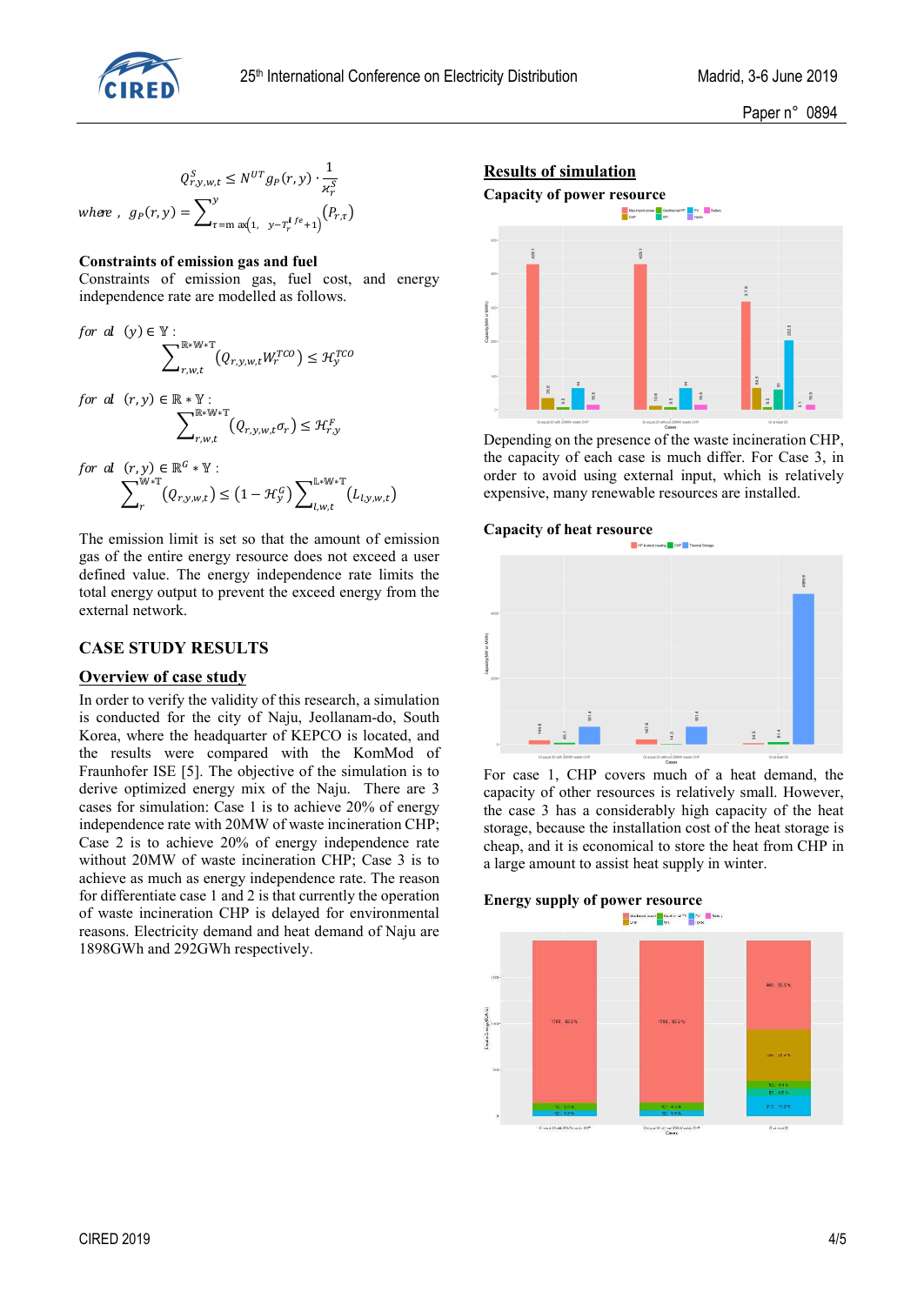$$Q_{r,y,w,t}^{S} \leq N^{UT} g_P(r,y) \cdot \frac{1}{\varkappa_r^S}$$

$$where\ ,\ g_P(r,y) = \sum\nolimits_{\tau=\max\left(1,\ y-T_r^{life}+1\right)}^{y} \left(P_{r,\tau}\right)$$

**Constraints of emission gas and fuel**

Constraints of emission gas, fuel cost, and energy independence rate are modelled as follows.

$$for\ all\ \ (y) \in \mathbb{Y}:$$
$$\sum\nolimits_{r,w,t}^{\mathbb{R}*\mathbb{W}*\mathbb{T}} \left(Q_{r,y,w,t} W_r^{TCO}\right) \leq \mathcal{H}_y^{TCO}$$

$$for\ all\ \ (r,y) \in \mathbb{R}*\mathbb{Y}:$$
$$\sum\nolimits_{r,w,t}^{\mathbb{R}*\mathbb{W}*\mathbb{T}} \left(Q_{r,y,w,t}\sigma_r\right) \leq \mathcal{H}_{r,y}^{F}$$

$$for\ all\ \ (r,y) \in \mathbb{R}^G*\mathbb{Y}:$$
$$\sum\nolimits_{r}^{\mathbb{W}*\mathbb{T}} \left(Q_{r,y,w,t}\right) \leq \left(1-\mathcal{H}_y^{G}\right) \sum\nolimits_{l,w,t}^{\mathbb{L}*\mathbb{W}*\mathbb{T}} \left(L_{l,y,w,t}\right)$$

The emission limit is set so that the amount of emission gas of the entire energy resource does not exceed a user defined value. The energy independence rate limits the total energy output to prevent the exceed energy from the external network.

## CASE STUDY RESULTS

### Overview of case study

In order to verify the validity of this research, a simulation is conducted for the city of Naju, Jeollanam-do, South Korea, where the headquarter of KEPCO is located, and the results were compared with the KomMod of Fraunhofer ISE [5]. The objective of the simulation is to derive optimized energy mix of the Naju. There are 3 cases for simulation: Case 1 is to achieve 20% of energy independence rate with 20MW of waste incineration CHP; Case 2 is to achieve 20% of energy independence rate without 20MW of waste incineration CHP; Case 3 is to achieve as much as energy independence rate. The reason for differentiate case 1 and 2 is that currently the operation of waste incineration CHP is delayed for environmental reasons. Electricity demand and heat demand of Naju are 1898GWh and 292GWh respectively.

### Results of simulation

**Capacity of power resource**

Depending on the presence of the waste incineration CHP, the capacity of each case is much differ. For Case 3, in order to avoid using external input, which is relatively expensive, many renewable resources are installed.

**Capacity of heat resource**

For case 1, CHP covers much of a heat demand, the capacity of other resources is relatively small. However, the case 3 has a considerably high capacity of the heat storage, because the installation cost of the heat storage is cheap, and it is economical to store the heat from CHP in a large amount to assist heat supply in winter.

**Energy supply of power resource**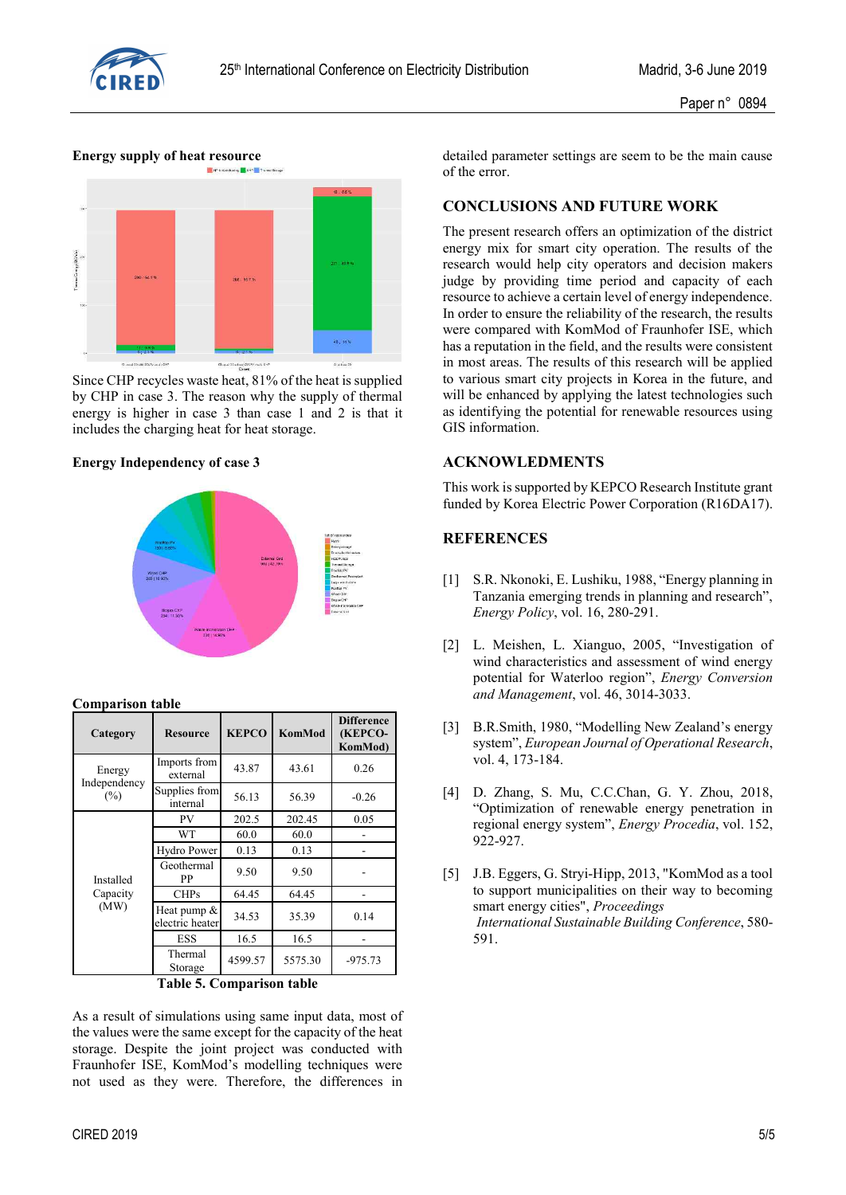**Energy supply of heat resource**

Since CHP recycles waste heat, 81% of the heat is supplied by CHP in case 3. The reason why the supply of thermal energy is higher in case 3 than case 1 and 2 is that it includes the charging heat for heat storage.

**Energy Independency of case 3**

**Comparison table**

| Category | Resource | KEPCO | KomMod | Difference (KEPCO-KomMod) |
|---|---|---|---|---|
| Energy Independency (%) | Imports from external | 43.87 | 43.61 | 0.26 |
| | Supplies from internal | 56.13 | 56.39 | -0.26 |
| Installed Capacity (MW) | PV | 202.5 | 202.45 | 0.05 |
| | WT | 60.0 | 60.0 | - |
| | Hydro Power | 0.13 | 0.13 | - |
| | Geothermal PP | 9.50 | 9.50 | - |
| | CHPs | 64.45 | 64.45 | - |
| | Heat pump & electric heater | 34.53 | 35.39 | 0.14 |
| | ESS | 16.5 | 16.5 | - |
| | Thermal Storage | 4599.57 | 5575.30 | -975.73 |

**Table 5. Comparison table**

As a result of simulations using same input data, most of the values were the same except for the capacity of the heat storage. Despite the joint project was conducted with Fraunhofer ISE, KomMod's modelling techniques were not used as they were. Therefore, the differences in detailed parameter settings are seem to be the main cause of the error.

## CONCLUSIONS AND FUTURE WORK

The present research offers an optimization of the district energy mix for smart city operation. The results of the research would help city operators and decision makers judge by providing time period and capacity of each resource to achieve a certain level of energy independence. In order to ensure the reliability of the research, the results were compared with KomMod of Fraunhofer ISE, which has a reputation in the field, and the results were consistent in most areas. The results of this research will be applied to various smart city projects in Korea in the future, and will be enhanced by applying the latest technologies such as identifying the potential for renewable resources using GIS information.

## ACKNOWLEDGMENTS

This work is supported by KEPCO Research Institute grant funded by Korea Electric Power Corporation (R16DA17).

## REFERENCES

[1] S.R. Nkonoki, E. Lushiku, 1988, "Energy planning in Tanzania emerging trends in planning and research", *Energy Policy*, vol. 16, 280-291.

[2] L. Meishen, L. Xianguo, 2005, "Investigation of wind characteristics and assessment of wind energy potential for Waterloo region", *Energy Conversion and Management*, vol. 46, 3014-3033.

[3] B.R.Smith, 1980, "Modelling New Zealand's energy system", *European Journal of Operational Research*, vol. 4, 173-184.

[4] D. Zhang, S. Mu, C.C.Chan, G. Y. Zhou, 2018, "Optimization of renewable energy penetration in regional energy system", *Energy Procedia*, vol. 152, 922-927.

[5] J.B. Eggers, G. Stryi-Hipp, 2013, "KomMod as a tool to support municipalities on their way to becoming smart energy cities", *Proceedings International Sustainable Building Conference*, 580-591.